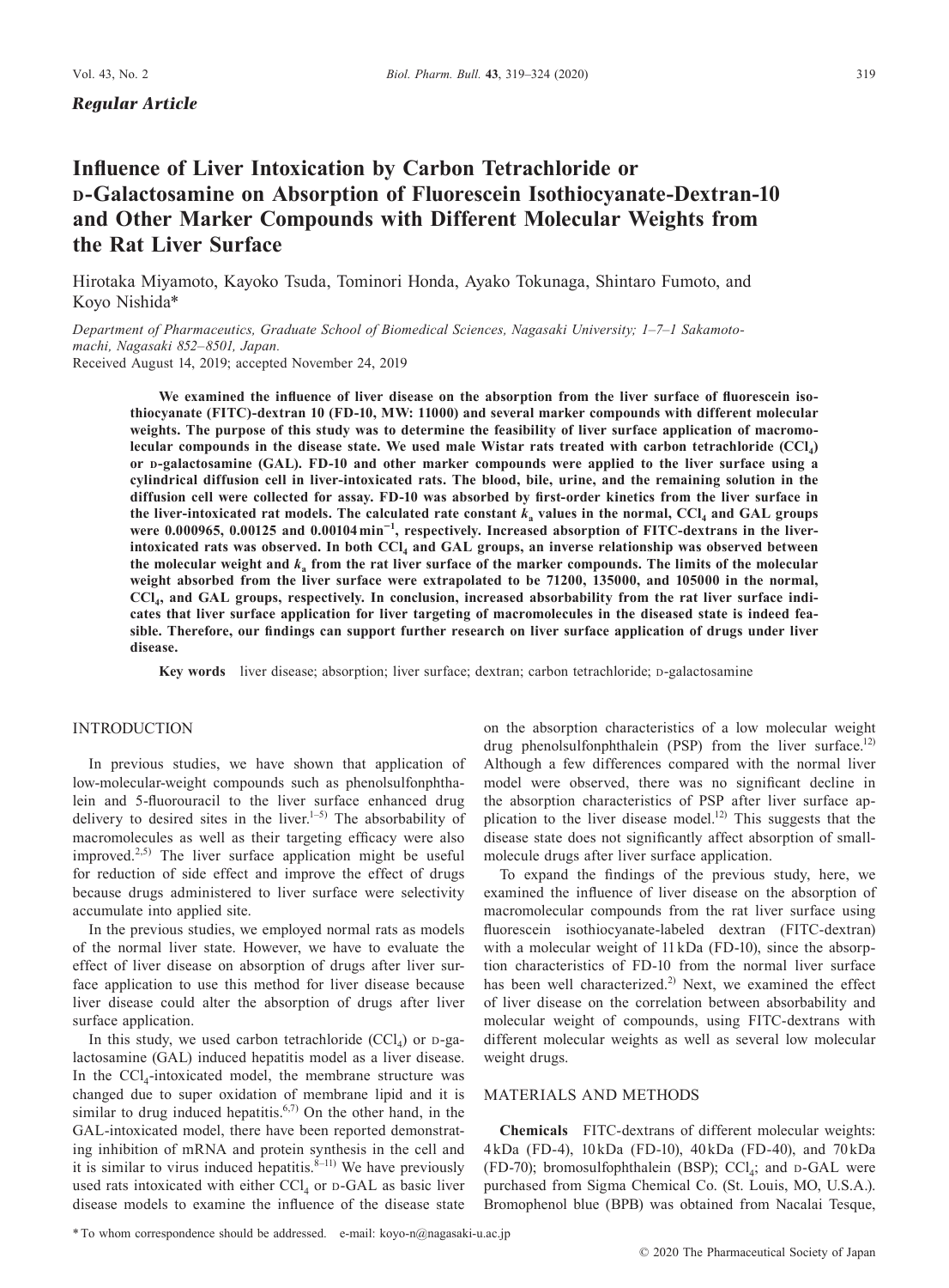*Regular Article*

# Influence of Liver Intoxication by Carbon Tetrachloride or D-Galactosamine on Absorption of Fluorescein Isothiocyanate-Dextran-10 and Other Marker Compounds with Different Molecular Weights from the Rat Liver Surface

Hirotaka Miyamoto, Kayoko Tsuda, Tominori Honda, Ayako Tokunaga, Shintaro Fumoto, and Koyo Nishida*

*Department of Pharmaceutics, Graduate School of Biomedical Sciences, Nagasaki University; 1–7–1 Sakamoto-machi, Nagasaki 852–8501, Japan.*

Received August 14, 2019; accepted November 24, 2019

**We examined the influence of liver disease on the absorption from the liver surface of fluorescein isothiocyanate (FITC)-dextran 10 (FD-10, MW: 11000) and several marker compounds with different molecular weights. The purpose of this study was to determine the feasibility of liver surface application of macromolecular compounds in the disease state. We used male Wistar rats treated with carbon tetrachloride ($CCl_4$) or D-galactosamine (GAL). FD-10 and other marker compounds were applied to the liver surface using a cylindrical diffusion cell in liver-intoxicated rats. The blood, bile, urine, and the remaining solution in the diffusion cell were collected for assay. FD-10 was absorbed by first-order kinetics from the liver surface in the liver-intoxicated rat models. The calculated rate constant $k_a$ values in the normal, $CCl_4$ and GAL groups were 0.000965, 0.00125 and 0.00104 min$^{-1}$, respectively. Increased absorption of FITC-dextrans in the liver-intoxicated rats was observed. In both $CCl_4$ and GAL groups, an inverse relationship was observed between the molecular weight and $k_a$ from the rat liver surface of the marker compounds. The limits of the molecular weight absorbed from the liver surface were extrapolated to be 71200, 135000, and 105000 in the normal, $CCl_4$, and GAL groups, respectively. In conclusion, increased absorbability from the rat liver surface indicates that liver surface application for liver targeting of macromolecules in the diseased state is indeed feasible. Therefore, our findings can support further research on liver surface application of drugs under liver disease.**

**Key words** liver disease; absorption; liver surface; dextran; carbon tetrachloride; D-galactosamine

## INTRODUCTION

In previous studies, we have shown that application of low-molecular-weight compounds such as phenolsulfonphthalein and 5-fluorouracil to the liver surface enhanced drug delivery to desired sites in the liver.[1–5] The absorbability of macromolecules as well as their targeting efficacy were also improved.[2,5] The liver surface application might be useful for reduction of side effect and improve the effect of drugs because drugs administered to liver surface were selectivity accumulate into applied site.

In the previous studies, we employed normal rats as models of the normal liver state. However, we have to evaluate the effect of liver disease on absorption of drugs after liver surface application to use this method for liver disease because liver disease could alter the absorption of drugs after liver surface application.

In this study, we used carbon tetrachloride ($CCl_4$) or D-galactosamine (GAL) induced hepatitis model as a liver disease. In the $CCl_4$-intoxicated model, the membrane structure was changed due to super oxidation of membrane lipid and it is similar to drug induced hepatitis.[6,7] On the other hand, in the GAL-intoxicated model, there have been reported demonstrating inhibition of mRNA and protein synthesis in the cell and it is similar to virus induced hepatitis.[8–11] We have previously used rats intoxicated with either $CCl_4$ or D-GAL as basic liver disease models to examine the influence of the disease state on the absorption characteristics of a low molecular weight drug phenolsulfonphthalein (PSP) from the liver surface.[12] Although a few differences compared with the normal liver model were observed, there was no significant decline in the absorption characteristics of PSP after liver surface application to the liver disease model.[12] This suggests that the disease state does not significantly affect absorption of small-molecule drugs after liver surface application.

To expand the findings of the previous study, here, we examined the influence of liver disease on the absorption of macromolecular compounds from the rat liver surface using fluorescein isothiocyanate-labeled dextran (FITC-dextran) with a molecular weight of 11 kDa (FD-10), since the absorption characteristics of FD-10 from the normal liver surface has been well characterized.[2] Next, we examined the effect of liver disease on the correlation between absorbability and molecular weight of compounds, using FITC-dextrans with different molecular weights as well as several low molecular weight drugs.

## MATERIALS AND METHODS

**Chemicals** FITC-dextrans of different molecular weights: 4 kDa (FD-4), 10 kDa (FD-10), 40 kDa (FD-40), and 70 kDa (FD-70); bromosulfophthalein (BSP); $CCl_4$; and D-GAL were purchased from Sigma Chemical Co. (St. Louis, MO, U.S.A.). Bromophenol blue (BPB) was obtained from Nacalai Tesque,

\* To whom correspondence should be addressed. e-mail: koyo-n@nagasaki-u.ac.jp

© 2020 The Pharmaceutical Society of Japan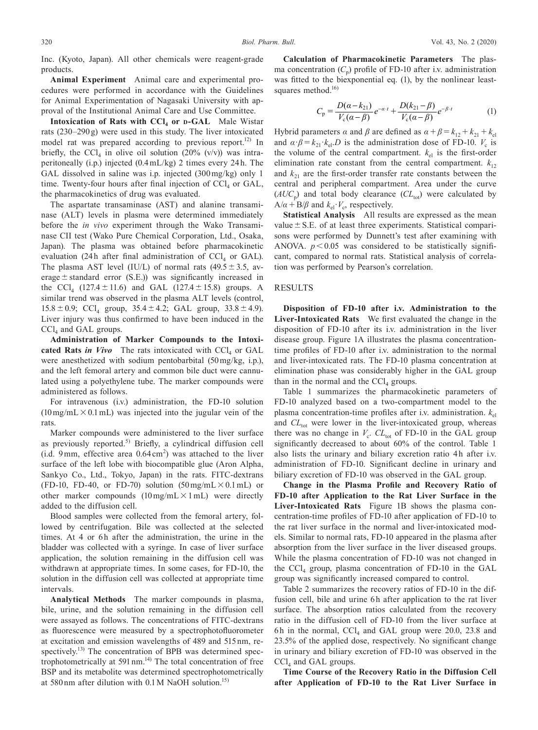Inc. (Kyoto, Japan). All other chemicals were reagent-grade products.

**Animal Experiment** Animal care and experimental procedures were performed in accordance with the Guidelines for Animal Experimentation of Nagasaki University with approval of the Institutional Animal Care and Use Committee.

**Intoxication of Rats with $CCl_4$ or D-GAL** Male Wistar rats (230–290 g) were used in this study. The liver intoxicated model rat was prepared according to previous report.[12] In briefly, the $CCl_4$ in olive oil solution (20% (v/v)) was intraperitoneally (i.p.) injected (0.4 mL/kg) 2 times every 24 h. The GAL dissolved in saline was i.p. injected (300 mg/kg) only 1 time. Twenty-four hours after final injection of $CCl_4$ or GAL, the pharmacokinetics of drug was evaluated.

The aspartate transaminase (AST) and alanine transaminase (ALT) levels in plasma were determined immediately before the *in vivo* experiment through the Wako Transaminase CII test (Wako Pure Chemical Corporation, Ltd., Osaka, Japan). The plasma was obtained before pharmacokinetic evaluation (24 h after final administration of $CCl_4$ or GAL). The plasma AST level (IU/L) of normal rats (49.5 ± 3.5, average ± standard error (S.E.)) was significantly increased in the $CCl_4$ (127.4 ± 11.6) and GAL (127.4 ± 15.8) groups. A similar trend was observed in the plasma ALT levels (control, 15.8 ± 0.9; $CCl_4$ group, 35.4 ± 4.2; GAL group, 33.8 ± 4.9). Liver injury was thus confirmed to have been induced in the $CCl_4$ and GAL groups.

**Administration of Marker Compounds to the Intoxicated Rats *in Vivo*** The rats intoxicated with $CCl_4$ or GAL were anesthetized with sodium pentobarbital (50 mg/kg, i.p.), and the left femoral artery and common bile duct were cannulated using a polyethylene tube. The marker compounds were administered as follows.

For intravenous (i.v.) administration, the FD-10 solution (10 mg/mL × 0.1 mL) was injected into the jugular vein of the rats.

Marker compounds were administered to the liver surface as previously reported.[5] Briefly, a cylindrical diffusion cell (i.d. 9 mm, effective area 0.64 $cm^2$) was attached to the liver surface of the left lobe with biocompatible glue (Aron Alpha, Sankyo Co., Ltd., Tokyo, Japan) in the rats. FITC-dextrans (FD-10, FD-40, or FD-70) solution (50 mg/mL × 0.1 mL) or other marker compounds (10 mg/mL × 1 mL) were directly added to the diffusion cell.

Blood samples were collected from the femoral artery, followed by centrifugation. Bile was collected at the selected times. At 4 or 6 h after the administration, the urine in the bladder was collected with a syringe. In case of liver surface application, the solution remaining in the diffusion cell was withdrawn at appropriate times. In some cases, for FD-10, the solution in the diffusion cell was collected at appropriate time intervals.

**Analytical Methods** The marker compounds in plasma, bile, urine, and the solution remaining in the diffusion cell were assayed as follows. The concentrations of FITC-dextrans as fluorescence were measured by a spectrophotofluorometer at excitation and emission wavelengths of 489 and 515 nm, respectively.[13] The concentration of BPB was determined spectrophotometrically at 591 nm.[14] The total concentration of free BSP and its metabolite was determined spectrophotometrically at 580 nm after dilution with 0.1 M NaOH solution.[15]

**Calculation of Pharmacokinetic Parameters** The plasma concentration ($C_p$) profile of FD-10 after i.v. administration was fitted to the biexponential eq. (1), by the nonlinear least-squares method.[16]

$$C_p = \frac{D(\alpha - k_{21})}{V_c(\alpha - \beta)} e^{-\alpha \cdot t} + \frac{D(k_{21} - \beta)}{V_c(\alpha - \beta)} e^{-\beta \cdot t} \quad (1)$$

Hybrid parameters $\alpha$ and $\beta$ are defined as $\alpha + \beta = k_{12} + k_{21} + k_{el}$ and $\alpha \cdot \beta = k_{21} \cdot k_{el}$. $D$ is the administration dose of FD-10. $V_c$ is the volume of the central compartment. $k_{el}$ is the first-order elimination rate constant from the central compartment. $k_{12}$ and $k_{21}$ are the first-order transfer rate constants between the central and peripheral compartment. Area under the curve ($AUC_p$) and total body clearance ($CL_{tot}$) were calculated by $A/\alpha + B/\beta$ and $k_{el} \cdot V_c$, respectively.

**Statistical Analysis** All results are expressed as the mean value ± S.E. of at least three experiments. Statistical comparisons were performed by Dunnett's test after examining with ANOVA. $p < 0.05$ was considered to be statistically significant, compared to normal rats. Statistical analysis of correlation was performed by Pearson's correlation.

## RESULTS

**Disposition of FD-10 after i.v. Administration to the Liver-Intoxicated Rats** We first evaluated the change in the disposition of FD-10 after its i.v. administration in the liver disease group. Figure 1A illustrates the plasma concentration-time profiles of FD-10 after i.v. administration to the normal and liver-intoxicated rats. The FD-10 plasma concentration at elimination phase was considerably higher in the GAL group than in the normal and the $CCl_4$ groups.

Table 1 summarizes the pharmacokinetic parameters of FD-10 analyzed based on a two-compartment model to the plasma concentration-time profiles after i.v. administration. $k_{el}$ and $CL_{tot}$ were lower in the liver-intoxicated group, whereas there was no change in $V_c$. $CL_{tot}$ of FD-10 in the GAL group significantly decreased to about 60% of the control. Table 1 also lists the urinary and biliary excretion ratio 4 h after i.v. administration of FD-10. Significant decline in urinary and biliary excretion of FD-10 was observed in the GAL group.

**Change in the Plasma Profile and Recovery Ratio of FD-10 after Application to the Rat Liver Surface in the Liver-Intoxicated Rats** Figure 1B shows the plasma concentration-time profiles of FD-10 after application of FD-10 to the rat liver surface in the normal and liver-intoxicated models. Similar to normal rats, FD-10 appeared in the plasma after absorption from the liver surface in the liver diseased groups. While the plasma concentration of FD-10 was not changed in the $CCl_4$ group, plasma concentration of FD-10 in the GAL group was significantly increased compared to control.

Table 2 summarizes the recovery ratios of FD-10 in the diffusion cell, bile and urine 6 h after application to the rat liver surface. The absorption ratios calculated from the recovery ratio in the diffusion cell of FD-10 from the liver surface at 6 h in the normal, $CCl_4$ and GAL group were 20.0, 23.8 and 23.5% of the applied dose, respectively. No significant change in urinary and biliary excretion of FD-10 was observed in the $CCl_4$ and GAL groups.

**Time Course of the Recovery Ratio in the Diffusion Cell after Application of FD-10 to the Rat Liver Surface in**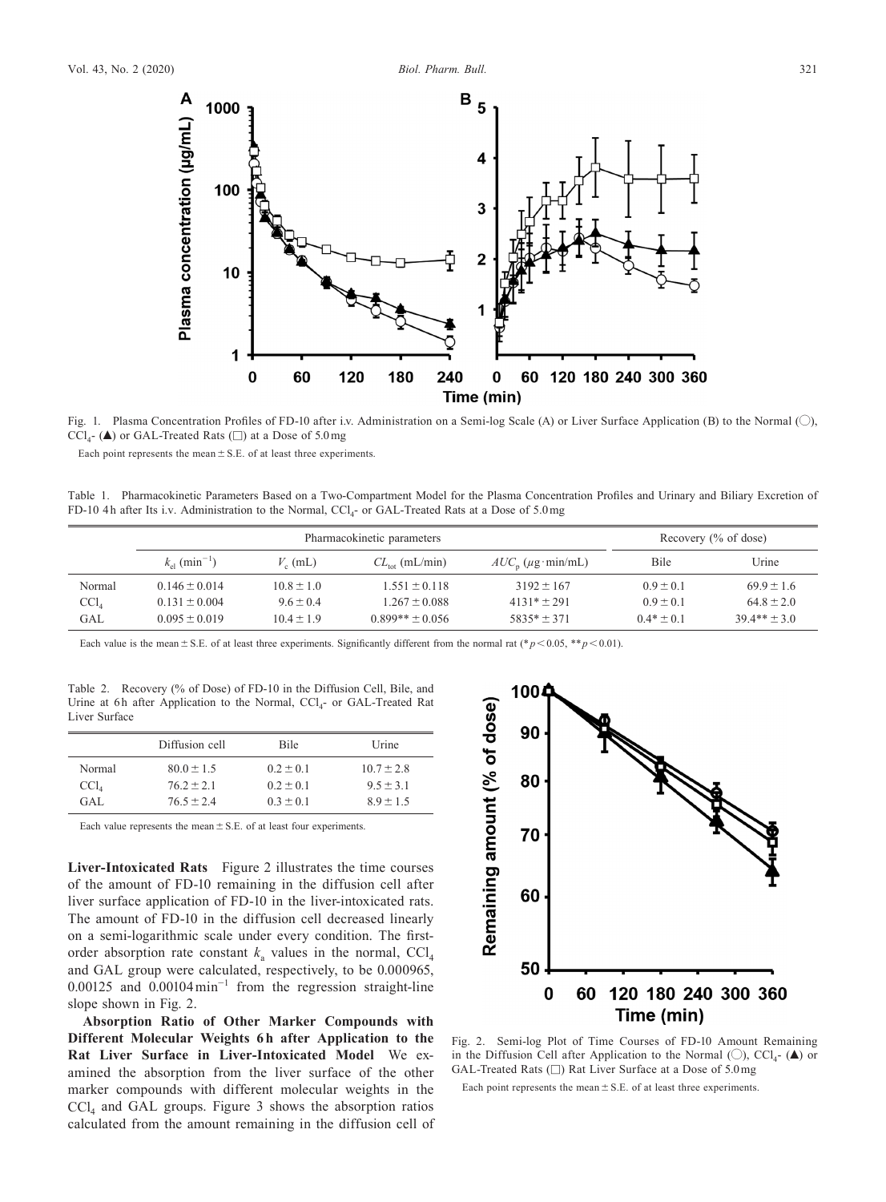Fig. 1. Plasma Concentration Profiles of FD-10 after i.v. Administration on a Semi-log Scale (A) or Liver Surface Application (B) to the Normal (○), $CCl_4$- (▲) or GAL-Treated Rats (□) at a Dose of 5.0 mg

Each point represents the mean ± S.E. of at least three experiments.

Table 1. Pharmacokinetic Parameters Based on a Two-Compartment Model for the Plasma Concentration Profiles and Urinary and Biliary Excretion of FD-10 4 h after Its i.v. Administration to the Normal, $CCl_4$- or GAL-Treated Rats at a Dose of 5.0 mg

| | Pharmacokinetic parameters | | | | Recovery (% of dose) | |
|---|---|---|---|---|---|---|
| | $k_{el}$ (min$^{-1}$) | $V_c$ (mL) | $CL_{tot}$ (mL/min) | $AUC_p$ ($\mu$g·min/mL) | Bile | Urine |
| Normal | 0.146 ± 0.014 | 10.8 ± 1.0 | 1.551 ± 0.118 | 3192 ± 167 | 0.9 ± 0.1 | 69.9 ± 1.6 |
| $CCl_4$ | 0.131 ± 0.004 | 9.6 ± 0.4 | 1.267 ± 0.088 | 4131* ± 291 | 0.9 ± 0.1 | 64.8 ± 2.0 |
| GAL | 0.095 ± 0.019 | 10.4 ± 1.9 | 0.899** ± 0.056 | 5835* ± 371 | 0.4* ± 0.1 | 39.4** ± 3.0 |

Each value is the mean ± S.E. of at least three experiments. Significantly different from the normal rat (* $p < 0.05$, ** $p < 0.01$).

Table 2. Recovery (% of Dose) of FD-10 in the Diffusion Cell, Bile, and Urine at 6 h after Application to the Normal, $CCl_4$- or GAL-Treated Rat Liver Surface

| | Diffusion cell | Bile | Urine |
|---|---|---|---|
| Normal | 80.0 ± 1.5 | 0.2 ± 0.1 | 10.7 ± 2.8 |
| $CCl_4$ | 76.2 ± 2.1 | 0.2 ± 0.1 | 9.5 ± 3.1 |
| GAL | 76.5 ± 2.4 | 0.3 ± 0.1 | 8.9 ± 1.5 |

Each value represents the mean ± S.E. of at least four experiments.

**Liver-Intoxicated Rats** Figure 2 illustrates the time courses of the amount of FD-10 remaining in the diffusion cell after liver surface application of FD-10 in the liver-intoxicated rats. The amount of FD-10 in the diffusion cell decreased linearly on a semi-logarithmic scale under every condition. The first-order absorption rate constant $k_a$ values in the normal, $CCl_4$ and GAL group were calculated, respectively, to be 0.000965, 0.00125 and 0.00104 min$^{-1}$ from the regression straight-line slope shown in Fig. 2.

**Absorption Ratio of Other Marker Compounds with Different Molecular Weights 6 h after Application to the Rat Liver Surface in Liver-Intoxicated Model** We examined the absorption from the liver surface of the other marker compounds with different molecular weights in the $CCl_4$ and GAL groups. Figure 3 shows the absorption ratios calculated from the amount remaining in the diffusion cell of

Fig. 2. Semi-log Plot of Time Courses of FD-10 Amount Remaining in the Diffusion Cell after Application to the Normal (○), $CCl_4$- (▲) or GAL-Treated Rats (□) Rat Liver Surface at a Dose of 5.0 mg

Each point represents the mean ± S.E. of at least three experiments.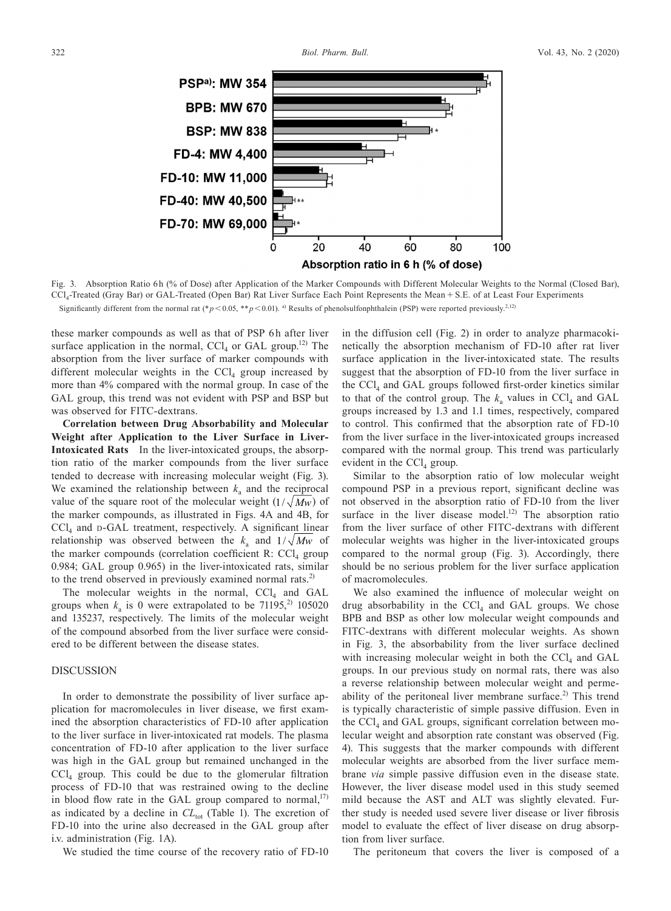Fig. 3. Absorption Ratio 6 h (% of Dose) after Application of the Marker Compounds with Different Molecular Weights to the Normal (Closed Bar), $CCl_4$-Treated (Gray Bar) or GAL-Treated (Open Bar) Rat Liver Surface Each Point Represents the Mean + S.E. of at Least Four Experiments

Significantly different from the normal rat (* $p < 0.05$, ** $p < 0.01$). a) Results of phenolsulfonphthalein (PSP) were reported previously.[2,12]

these marker compounds as well as that of PSP 6 h after liver surface application in the normal, $CCl_4$ or GAL group.[12] The absorption from the liver surface of marker compounds with different molecular weights in the $CCl_4$ group increased by more than 4% compared with the normal group. In case of the GAL group, this trend was not evident with PSP and BSP but was observed for FITC-dextrans.

**Correlation between Drug Absorbability and Molecular Weight after Application to the Liver Surface in Liver-Intoxicated Rats** In the liver-intoxicated groups, the absorption ratio of the marker compounds from the liver surface tended to decrease with increasing molecular weight (Fig. 3). We examined the relationship between $k_a$ and the reciprocal value of the square root of the molecular weight ($1/\sqrt{Mw}$) of the marker compounds, as illustrated in Figs. 4A and 4B, for $CCl_4$ and D-GAL treatment, respectively. A significant linear relationship was observed between the $k_a$ and $1/\sqrt{Mw}$ of the marker compounds (correlation coefficient R: $CCl_4$ group 0.984; GAL group 0.965) in the liver-intoxicated rats, similar to the trend observed in previously examined normal rats.[2]

The molecular weights in the normal, $CCl_4$ and GAL groups when $k_a$ is 0 were extrapolated to be 71195,[2] 105020 and 135237, respectively. The limits of the molecular weight of the compound absorbed from the liver surface were considered to be different between the disease states.

## DISCUSSION

In order to demonstrate the possibility of liver surface application for macromolecules in liver disease, we first examined the absorption characteristics of FD-10 after application to the liver surface in liver-intoxicated rat models. The plasma concentration of FD-10 after application to the liver surface was high in the GAL group but remained unchanged in the $CCl_4$ group. This could be due to the glomerular filtration process of FD-10 that was restrained owing to the decline in blood flow rate in the GAL group compared to normal,[17] as indicated by a decline in $CL_{tot}$ (Table 1). The excretion of FD-10 into the urine also decreased in the GAL group after i.v. administration (Fig. 1A).

We studied the time course of the recovery ratio of FD-10 in the diffusion cell (Fig. 2) in order to analyze pharmacokinetically the absorption mechanism of FD-10 after rat liver surface application in the liver-intoxicated state. The results suggest that the absorption of FD-10 from the liver surface in the $CCl_4$ and GAL groups followed first-order kinetics similar to that of the control group. The $k_a$ values in $CCl_4$ and GAL groups increased by 1.3 and 1.1 times, respectively, compared to control. This confirmed that the absorption rate of FD-10 from the liver surface in the liver-intoxicated groups increased compared with the normal group. This trend was particularly evident in the $CCl_4$ group.

Similar to the absorption ratio of low molecular weight compound PSP in a previous report, significant decline was not observed in the absorption ratio of FD-10 from the liver surface in the liver disease model.[12] The absorption ratio from the liver surface of other FITC-dextrans with different molecular weights was higher in the liver-intoxicated groups compared to the normal group (Fig. 3). Accordingly, there should be no serious problem for the liver surface application of macromolecules.

We also examined the influence of molecular weight on drug absorbability in the $CCl_4$ and GAL groups. We chose BPB and BSP as other low molecular weight compounds and FITC-dextrans with different molecular weights. As shown in Fig. 3, the absorbability from the liver surface declined with increasing molecular weight in both the $CCl_4$ and GAL groups. In our previous study on normal rats, there was also a reverse relationship between molecular weight and permeability of the peritoneal liver membrane surface.[2] This trend is typically characteristic of simple passive diffusion. Even in the $CCl_4$ and GAL groups, significant correlation between molecular weight and absorption rate constant was observed (Fig. 4). This suggests that the marker compounds with different molecular weights are absorbed from the liver surface membrane *via* simple passive diffusion even in the disease state. However, the liver disease model used in this study seemed mild because the AST and ALT was slightly elevated. Further study is needed used severe liver disease or liver fibrosis model to evaluate the effect of liver disease on drug absorption from liver surface.

The peritoneum that covers the liver is composed of a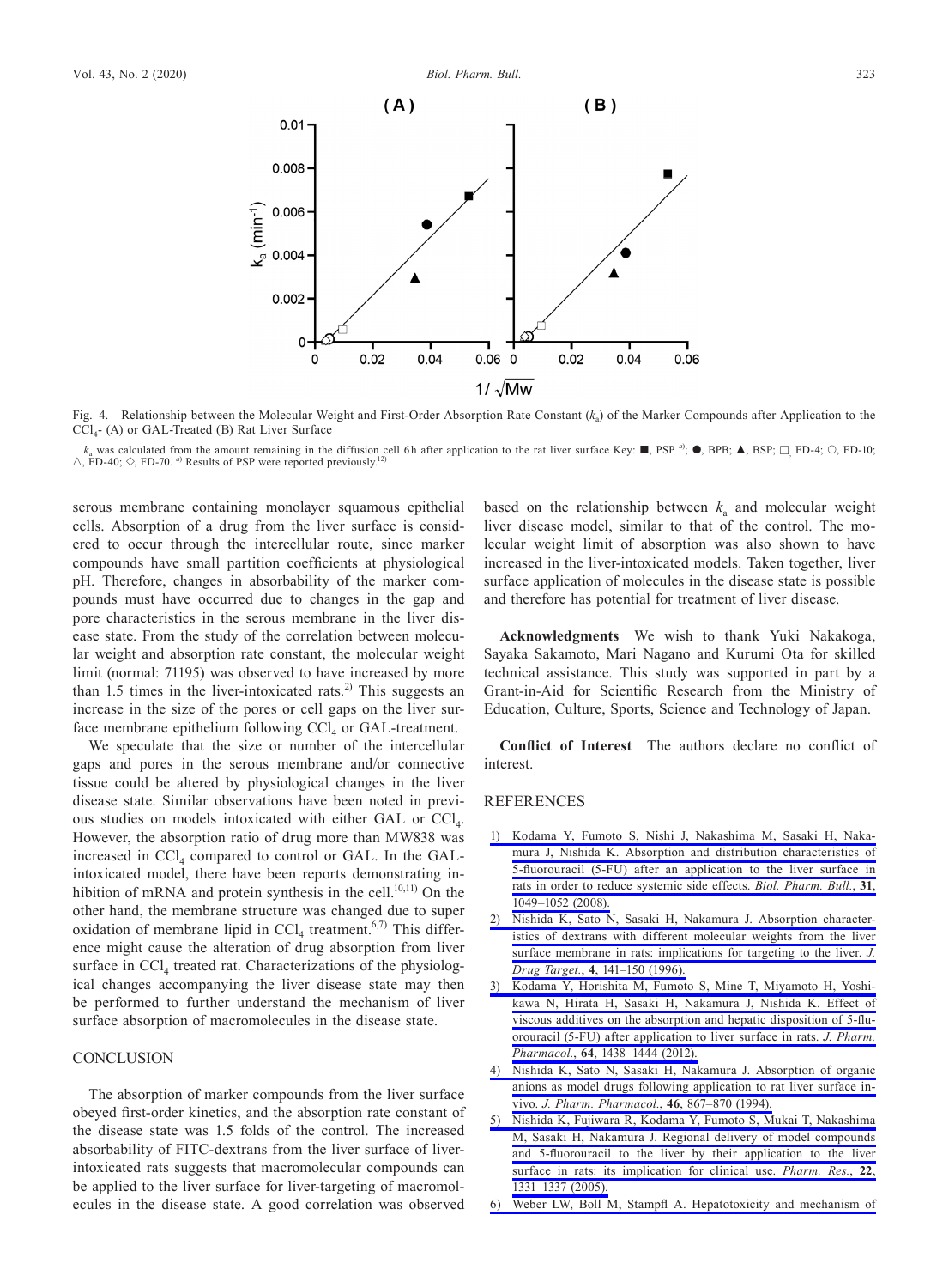Fig. 4. Relationship between the Molecular Weight and First-Order Absorption Rate Constant ($k_a$) of the Marker Compounds after Application to the $CCl_4$- (A) or GAL-Treated (B) Rat Liver Surface

$k_a$ was calculated from the amount remaining in the diffusion cell 6 h after application to the rat liver surface Key: ■, PSP [a]; ●, BPB; ▲, BSP; □, FD-4; ○, FD-10; △, FD-40; ◇, FD-70. [a] Results of PSP were reported previously.[12]

serous membrane containing monolayer squamous epithelial cells. Absorption of a drug from the liver surface is considered to occur through the intercellular route, since marker compounds have small partition coefficients at physiological pH. Therefore, changes in absorbability of the marker compounds must have occurred due to changes in the gap and pore characteristics in the serous membrane in the liver disease state. From the study of the correlation between molecular weight and absorption rate constant, the molecular weight limit (normal: 71195) was observed to have increased by more than 1.5 times in the liver-intoxicated rats.[2] This suggests an increase in the size of the pores or cell gaps on the liver surface membrane epithelium following $CCl_4$ or GAL-treatment.

We speculate that the size or number of the intercellular gaps and pores in the serous membrane and/or connective tissue could be altered by physiological changes in the liver disease state. Similar observations have been noted in previous studies on models intoxicated with either GAL or $CCl_4$. However, the absorption ratio of drug more than MW838 was increased in $CCl_4$ compared to control or GAL. In the GAL-intoxicated model, there have been reports demonstrating inhibition of mRNA and protein synthesis in the cell.[10,11] On the other hand, the membrane structure was changed due to super oxidation of membrane lipid in $CCl_4$ treatment.[6,7] This difference might cause the alteration of drug absorption from liver surface in $CCl_4$ treated rat. Characterizations of the physiological changes accompanying the liver disease state may then be performed to further understand the mechanism of liver surface absorption of macromolecules in the disease state.

## CONCLUSION

The absorption of marker compounds from the liver surface obeyed first-order kinetics, and the absorption rate constant of the disease state was 1.5 folds of the control. The increased absorbability of FITC-dextrans from the liver surface of liver-intoxicated rats suggests that macromolecular compounds can be applied to the liver surface for liver-targeting of macromolecules in the disease state. A good correlation was observed based on the relationship between $k_a$ and molecular weight liver disease model, similar to that of the control. The molecular weight limit of absorption was also shown to have increased in the liver-intoxicated models. Taken together, liver surface application of molecules in the disease state is possible and therefore has potential for treatment of liver disease.

**Acknowledgments** We wish to thank Yuki Nakakoga, Sayaka Sakamoto, Mari Nagano and Kurumi Ota for skilled technical assistance. This study was supported in part by a Grant-in-Aid for Scientific Research from the Ministry of Education, Culture, Sports, Science and Technology of Japan.

**Conflict of Interest** The authors declare no conflict of interest.

## REFERENCES

1) Kodama Y, Fumoto S, Nishi J, Nakashima M, Sasaki H, Nakamura J, Nishida K. Absorption and distribution characteristics of 5-fluorouracil (5-FU) after an application to the liver surface in rats in order to reduce systemic side effects. *Biol. Pharm. Bull.*, **31**, 1049–1052 (2008).
2) Nishida K, Sato N, Sasaki H, Nakamura J. Absorption characteristics of dextrans with different molecular weights from the liver surface membrane in rats: implications for targeting to the liver. *J. Drug Target.*, **4**, 141–150 (1996).
3) Kodama Y, Horishita M, Fumoto S, Mine T, Miyamoto H, Yoshikawa N, Hirata H, Sasaki H, Nakamura J, Nishida K. Effect of viscous additives on the absorption and hepatic disposition of 5-fluorouracil (5-FU) after application to liver surface in rats. *J. Pharm. Pharmacol.*, **64**, 1438–1444 (2012).
4) Nishida K, Sato N, Sasaki H, Nakamura J. Absorption of organic anions as model drugs following application to rat liver surface in-vivo. *J. Pharm. Pharmacol.*, **46**, 867–870 (1994).
5) Nishida K, Fujiwara R, Kodama Y, Fumoto S, Mukai T, Nakashima M, Sasaki H, Nakamura J. Regional delivery of model compounds and 5-fluorouracil to the liver by their application to the liver surface in rats: its implication for clinical use. *Pharm. Res.*, **22**, 1331–1337 (2005).
6) Weber LW, Boll M, Stampfl A. Hepatotoxicity and mechanism of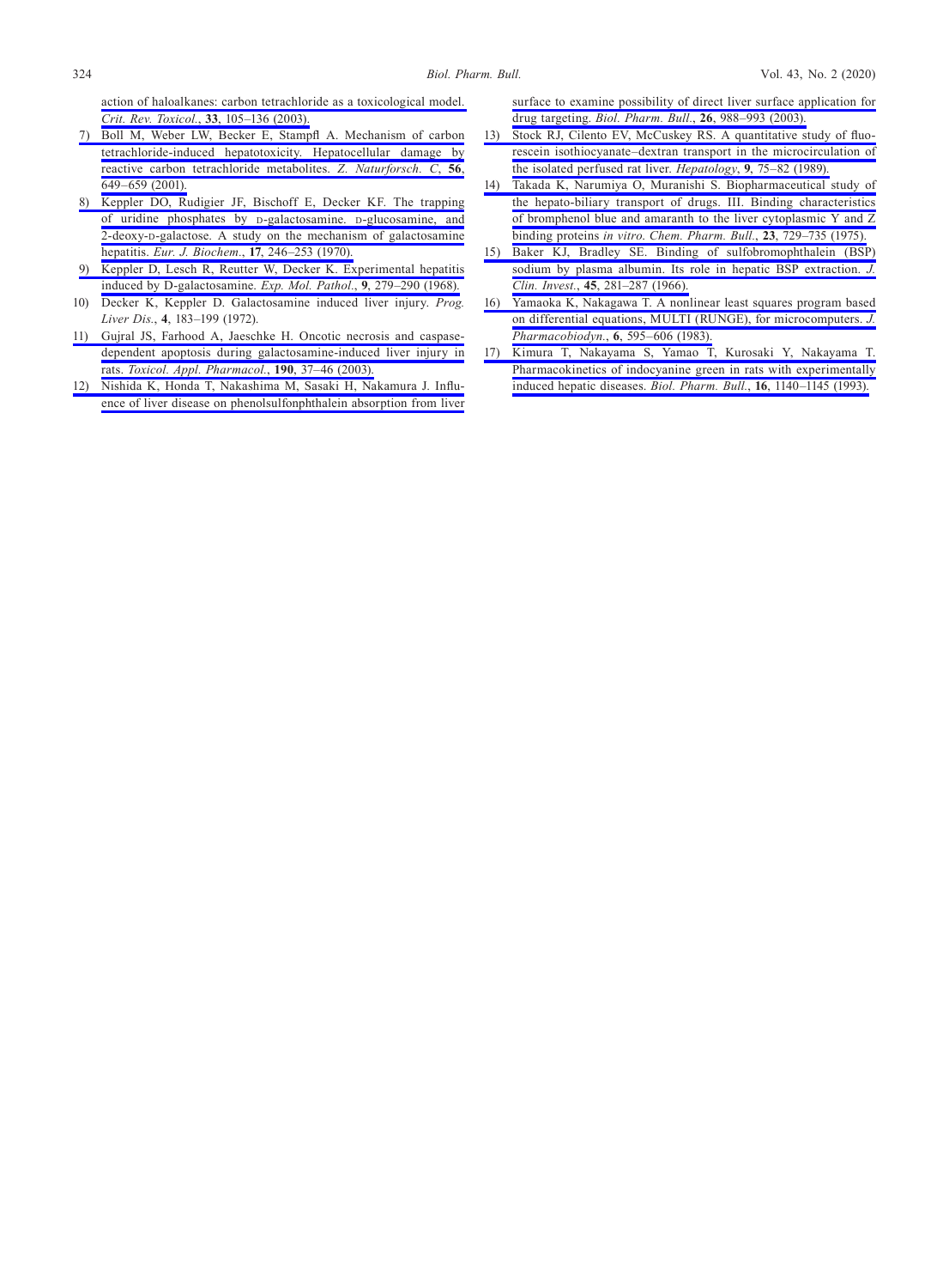action of haloalkanes: carbon tetrachloride as a toxicological model. *Crit. Rev. Toxicol.*, **33**, 105–136 (2003).

7) Boll M, Weber LW, Becker E, Stampfl A. Mechanism of carbon tetrachloride-induced hepatotoxicity. Hepatocellular damage by reactive carbon tetrachloride metabolites. *Z. Naturforsch. C*, **56**, 649–659 (2001).
8) Keppler DO, Rudigier JF, Bischoff E, Decker KF. The trapping of uridine phosphates by D-galactosamine. D-glucosamine, and 2-deoxy-D-galactose. A study on the mechanism of galactosamine hepatitis. *Eur. J. Biochem.*, **17**, 246–253 (1970).
9) Keppler D, Lesch R, Reutter W, Decker K. Experimental hepatitis induced by D-galactosamine. *Exp. Mol. Pathol.*, **9**, 279–290 (1968).
10) Decker K, Keppler D. Galactosamine induced liver injury. *Prog. Liver Dis.*, **4**, 183–199 (1972).
11) Gujral JS, Farhood A, Jaeschke H. Oncotic necrosis and caspase-dependent apoptosis during galactosamine-induced liver injury in rats. *Toxicol. Appl. Pharmacol.*, **190**, 37–46 (2003).
12) Nishida K, Honda T, Nakashima M, Sasaki H, Nakamura J. Influence of liver disease on phenolsulfonphthalein absorption from liver surface to examine possibility of direct liver surface application for drug targeting. *Biol. Pharm. Bull.*, **26**, 988–993 (2003).
13) Stock RJ, Cilento EV, McCuskey RS. A quantitative study of fluorescein isothiocyanate–dextran transport in the microcirculation of the isolated perfused rat liver. *Hepatology*, **9**, 75–82 (1989).
14) Takada K, Narumiya O, Muranishi S. Biopharmaceutical study of the hepato-biliary transport of drugs. III. Binding characteristics of bromphenol blue and amaranth to the liver cytoplasmic Y and Z binding proteins *in vitro*. *Chem. Pharm. Bull.*, **23**, 729–735 (1975).
15) Baker KJ, Bradley SE. Binding of sulfobromophthalein (BSP) sodium by plasma albumin. Its role in hepatic BSP extraction. *J. Clin. Invest.*, **45**, 281–287 (1966).
16) Yamaoka K, Nakagawa T. A nonlinear least squares program based on differential equations, MULTI (RUNGE), for microcomputers. *J. Pharmacobiodyn.*, **6**, 595–606 (1983).
17) Kimura T, Nakayama S, Yamao T, Kurosaki Y, Nakayama T. Pharmacokinetics of indocyanine green in rats with experimentally induced hepatic diseases. *Biol. Pharm. Bull.*, **16**, 1140–1145 (1993).